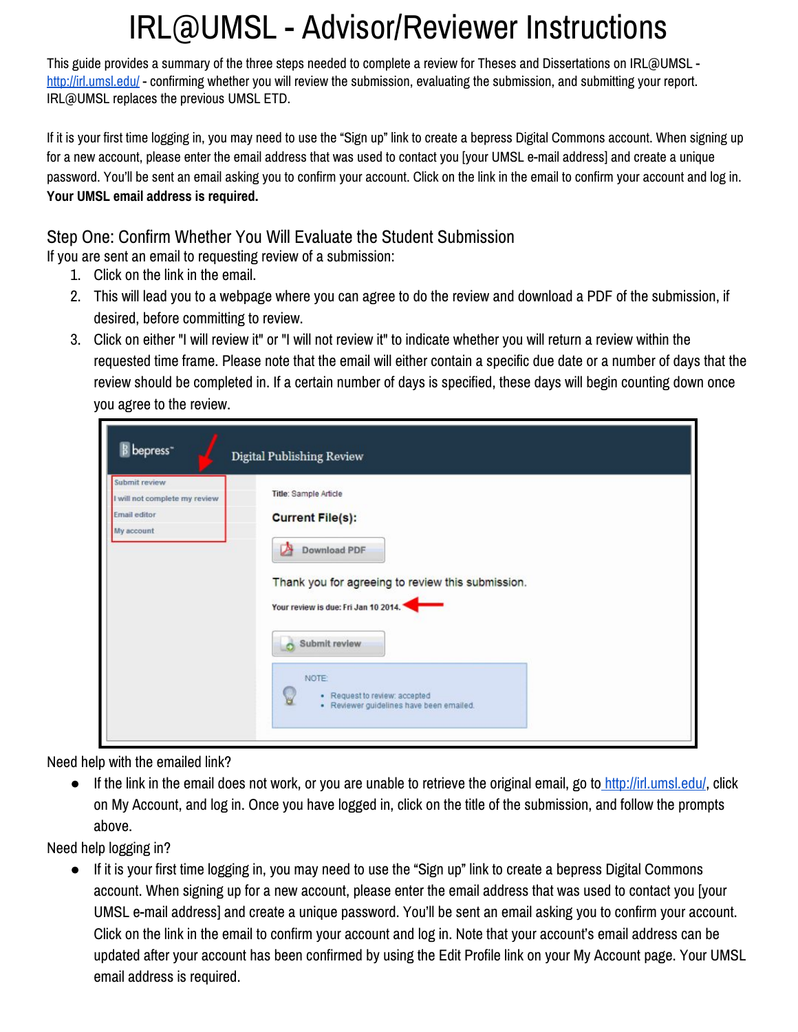# IRL@UMSL - Advisor/Reviewer Instructions

This guide provides a summary of the three steps needed to complete a review for Theses and Dissertations on IRL@UMSL - http://irl.umsl.edu/ - confirming whether you will review the submission, evaluating the submission, and submitting your report. IRL@UMSL replaces the previous UMSL ETD.

If it is your first time logging in, you may need to use the "Sign up" link to create a bepress Digital Commons account. When signing up for a new account, please enter the email address that was used to contact you [your UMSL e-mail address] and create a unique password. You'll be sent an email asking you to confirm your account. Click on the link in the email to confirm your account and log in. **Your UMSL email address is required.**

## Step One: Confirm Whether You Will Evaluate the Student Submission

If you are sent an email to requesting review of a submission:

1. Click on the link in the email.
2. This will lead you to a webpage where you can agree to do the review and download a PDF of the submission, if desired, before committing to review.
3. Click on either "I will review it" or "I will not review it" to indicate whether you will return a review within the requested time frame. Please note that the email will either contain a specific due date or a number of days that the review should be completed in. If a certain number of days is specified, these days will begin counting down once you agree to the review.

Need help with the emailed link?

- If the link in the email does not work, or you are unable to retrieve the original email, go to http://irl.umsl.edu/, click on My Account, and log in. Once you have logged in, click on the title of the submission, and follow the prompts above.

Need help logging in?

- If it is your first time logging in, you may need to use the "Sign up" link to create a bepress Digital Commons account. When signing up for a new account, please enter the email address that was used to contact you [your UMSL e-mail address] and create a unique password. You'll be sent an email asking you to confirm your account. Click on the link in the email to confirm your account and log in. Note that your account's email address can be updated after your account has been confirmed by using the Edit Profile link on your My Account page. Your UMSL email address is required.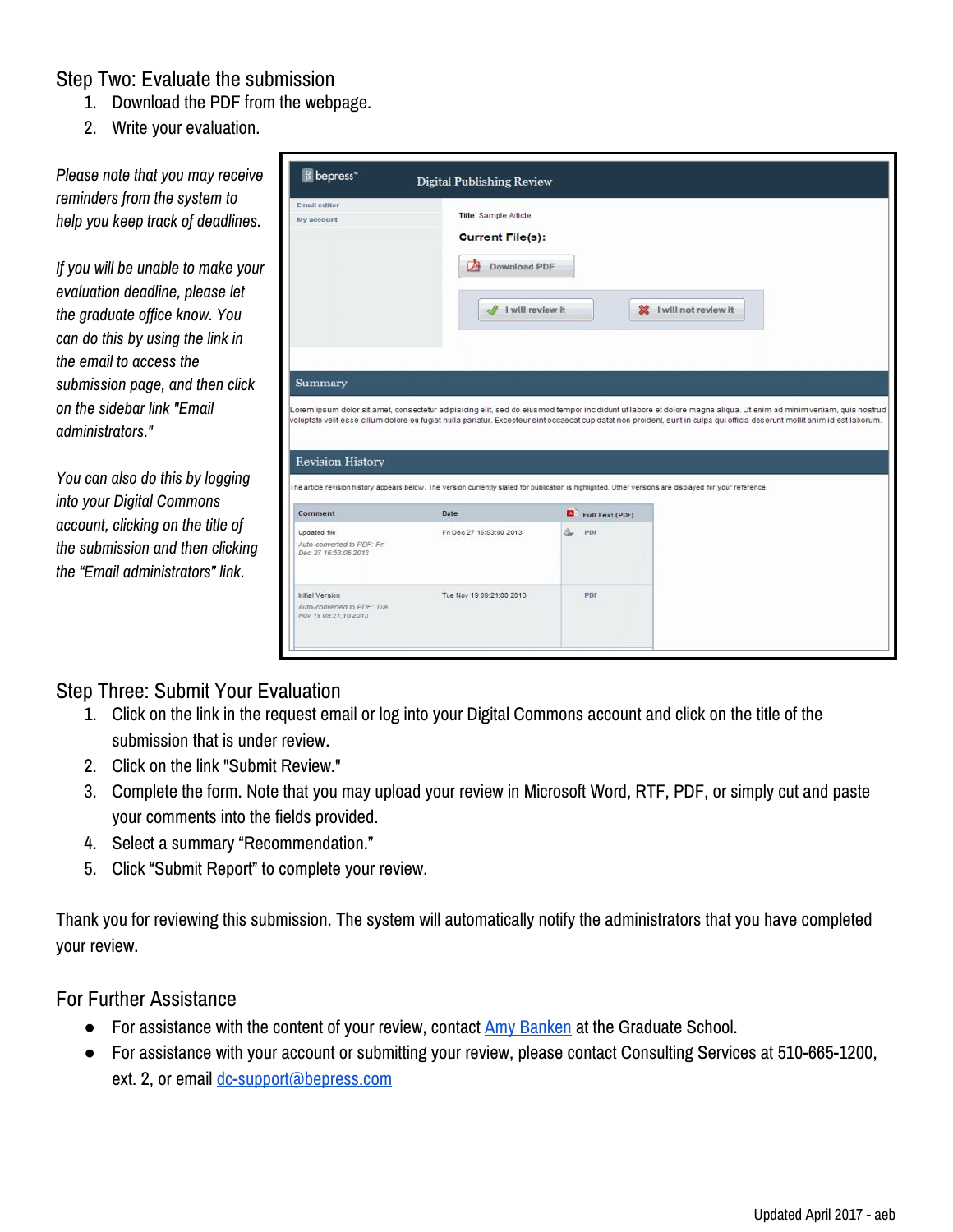## Step Two: Evaluate the submission

1. Download the PDF from the webpage.
2. Write your evaluation.

*Please note that you may receive reminders from the system to help you keep track of deadlines.*

*If you will be unable to make your evaluation deadline, please let the graduate office know. You can do this by using the link in the email to access the submission page, and then click on the sidebar link "Email administrators."*

*You can also do this by logging into your Digital Commons account, clicking on the title of the submission and then clicking the "Email administrators" link.*

## Step Three: Submit Your Evaluation

1. Click on the link in the request email or log into your Digital Commons account and click on the title of the submission that is under review.
2. Click on the link "Submit Review."
3. Complete the form. Note that you may upload your review in Microsoft Word, RTF, PDF, or simply cut and paste your comments into the fields provided.
4. Select a summary "Recommendation."
5. Click "Submit Report" to complete your review.

Thank you for reviewing this submission. The system will automatically notify the administrators that you have completed your review.

## For Further Assistance

- For assistance with the content of your review, contact Amy Banken at the Graduate School.
- For assistance with your account or submitting your review, please contact Consulting Services at 510-665-1200, ext. 2, or email dc-support@bepress.com

Updated April 2017 - aeb